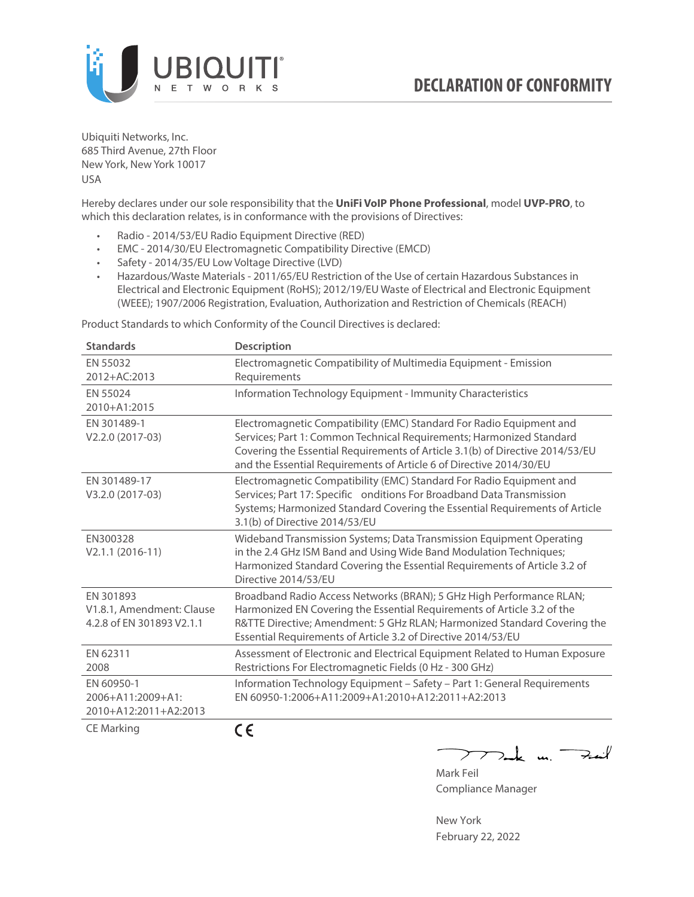UBIQUITI NETWORKS

# DECLARATION OF CONFORMITY

Ubiquiti Networks, Inc.
685 Third Avenue, 27th Floor
New York, New York 10017
USA

Hereby declares under our sole responsibility that the **UniFi VoIP Phone Professional**, model **UVP-PRO**, to which this declaration relates, is in conformance with the provisions of Directives:

- Radio - 2014/53/EU Radio Equipment Directive (RED)
- EMC - 2014/30/EU Electromagnetic Compatibility Directive (EMCD)
- Safety - 2014/35/EU Low Voltage Directive (LVD)
- Hazardous/Waste Materials - 2011/65/EU Restriction of the Use of certain Hazardous Substances in Electrical and Electronic Equipment (RoHS); 2012/19/EU Waste of Electrical and Electronic Equipment (WEEE); 1907/2006 Registration, Evaluation, Authorization and Restriction of Chemicals (REACH)

Product Standards to which Conformity of the Council Directives is declared:

| Standards | Description |
|---|---|
| EN 55032 2012+AC:2013 | Electromagnetic Compatibility of Multimedia Equipment - Emission Requirements |
| EN 55024 2010+A1:2015 | Information Technology Equipment - Immunity Characteristics |
| EN 301489-1 V2.2.0 (2017-03) | Electromagnetic Compatibility (EMC) Standard For Radio Equipment and Services; Part 1: Common Technical Requirements; Harmonized Standard Covering the Essential Requirements of Article 3.1(b) of Directive 2014/53/EU and the Essential Requirements of Article 6 of Directive 2014/30/EU |
| EN 301489-17 V3.2.0 (2017-03) | Electromagnetic Compatibility (EMC) Standard For Radio Equipment and Services; Part 17: Specific onditions For Broadband Data Transmission Systems; Harmonized Standard Covering the Essential Requirements of Article 3.1(b) of Directive 2014/53/EU |
| EN300328 V2.1.1 (2016-11) | Wideband Transmission Systems; Data Transmission Equipment Operating in the 2.4 GHz ISM Band and Using Wide Band Modulation Techniques; Harmonized Standard Covering the Essential Requirements of Article 3.2 of Directive 2014/53/EU |
| EN 301893 V1.8.1, Amendment: Clause 4.2.8 of EN 301893 V2.1.1 | Broadband Radio Access Networks (BRAN); 5 GHz High Performance RLAN; Harmonized EN Covering the Essential Requirements of Article 3.2 of the R&TTE Directive; Amendment: 5 GHz RLAN; Harmonized Standard Covering the Essential Requirements of Article 3.2 of Directive 2014/53/EU |
| EN 62311 2008 | Assessment of Electronic and Electrical Equipment Related to Human Exposure Restrictions For Electromagnetic Fields (0 Hz - 300 GHz) |
| EN 60950-1 2006+A11:2009+A1: 2010+A12:2011+A2:2013 | Information Technology Equipment – Safety – Part 1: General Requirements EN 60950-1:2006+A11:2009+A1:2010+A12:2011+A2:2013 |
| CE Marking | CE |

Mark Feil
Compliance Manager

New York
February 22, 2022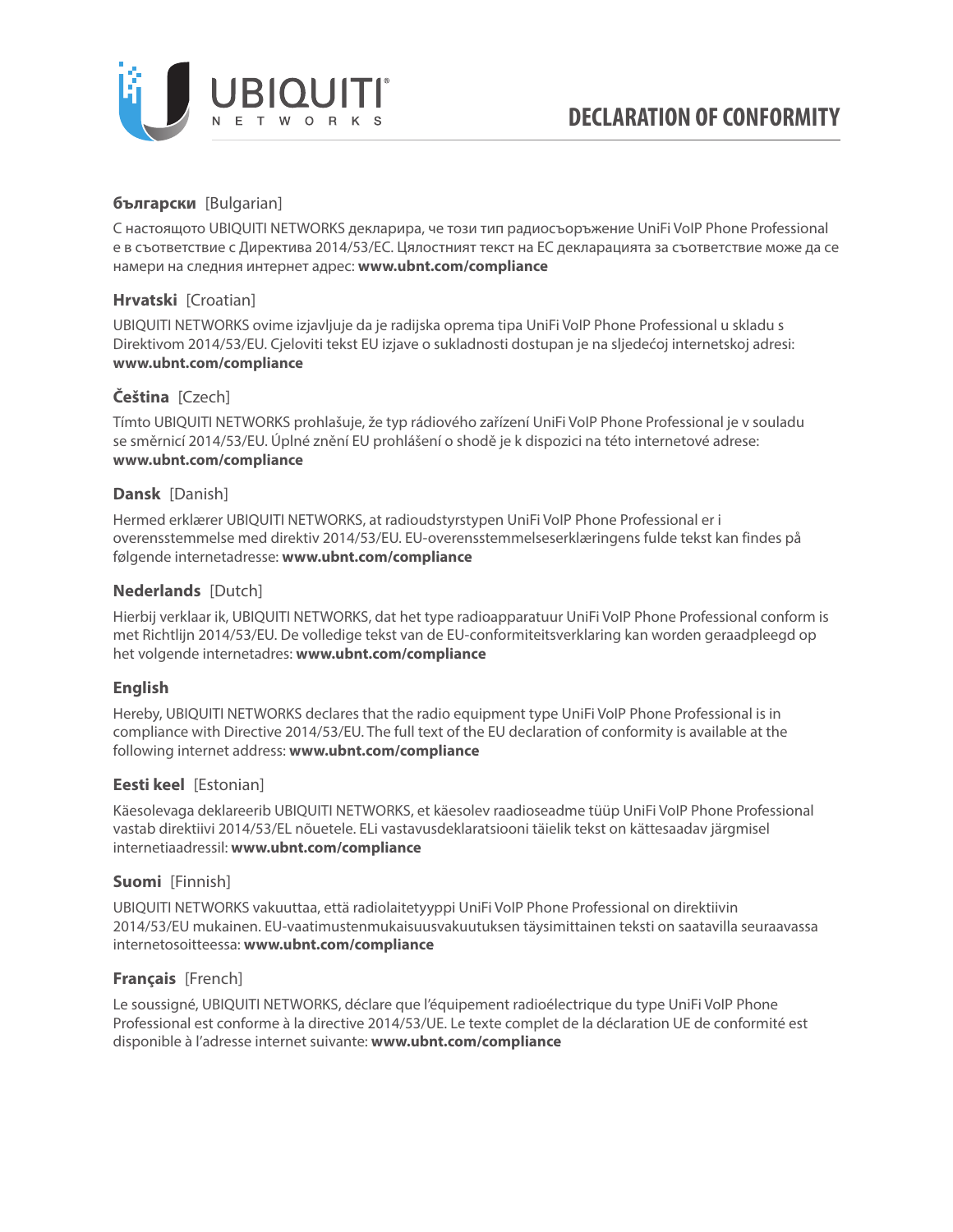# DECLARATION OF CONFORMITY

### **български** [Bulgarian]

С настоящото UBIQUITI NETWORKS декларира, че този тип радиосъоръжение UniFi VoIP Phone Professional е в съответствие с Директива 2014/53/ЕС. Цялостният текст на ЕС декларацията за съответствие може да се намери на следния интернет адрес: **www.ubnt.com/compliance**

### **Hrvatski** [Croatian]

UBIQUITI NETWORKS ovime izjavljuje da je radijska oprema tipa UniFi VoIP Phone Professional u skladu s Direktivom 2014/53/EU. Cjeloviti tekst EU izjave o sukladnosti dostupan je na sljedećoj internetskoj adresi: **www.ubnt.com/compliance**

### **Čeština** [Czech]

Tímto UBIQUITI NETWORKS prohlašuje, že typ rádiového zařízení UniFi VoIP Phone Professional je v souladu se směrnicí 2014/53/EU. Úplné znění EU prohlášení o shodě je k dispozici na této internetové adrese: **www.ubnt.com/compliance**

### **Dansk** [Danish]

Hermed erklærer UBIQUITI NETWORKS, at radioudstyrstypen UniFi VoIP Phone Professional er i overensstemmelse med direktiv 2014/53/EU. EU-overensstemmelseserklæringens fulde tekst kan findes på følgende internetadresse: **www.ubnt.com/compliance**

### **Nederlands** [Dutch]

Hierbij verklaar ik, UBIQUITI NETWORKS, dat het type radioapparatuur UniFi VoIP Phone Professional conform is met Richtlijn 2014/53/EU. De volledige tekst van de EU-conformiteitsverklaring kan worden geraadpleegd op het volgende internetadres: **www.ubnt.com/compliance**

### **English**

Hereby, UBIQUITI NETWORKS declares that the radio equipment type UniFi VoIP Phone Professional is in compliance with Directive 2014/53/EU. The full text of the EU declaration of conformity is available at the following internet address: **www.ubnt.com/compliance**

### **Eesti keel** [Estonian]

Käesolevaga deklareerib UBIQUITI NETWORKS, et käesolev raadioseadme tüüp UniFi VoIP Phone Professional vastab direktiivi 2014/53/EL nõuetele. ELi vastavusdeklaratsiooni täielik tekst on kättesaadav järgmisel internetiaadressil: **www.ubnt.com/compliance**

### **Suomi** [Finnish]

UBIQUITI NETWORKS vakuuttaa, että radiolaitetyyppi UniFi VoIP Phone Professional on direktiivin 2014/53/EU mukainen. EU-vaatimustenmukaisuusvakuutuksen täysimittainen teksti on saatavilla seuraavassa internetosoitteessa: **www.ubnt.com/compliance**

### **Français** [French]

Le soussigné, UBIQUITI NETWORKS, déclare que l'équipement radioélectrique du type UniFi VoIP Phone Professional est conforme à la directive 2014/53/UE. Le texte complet de la déclaration UE de conformité est disponible à l'adresse internet suivante: **www.ubnt.com/compliance**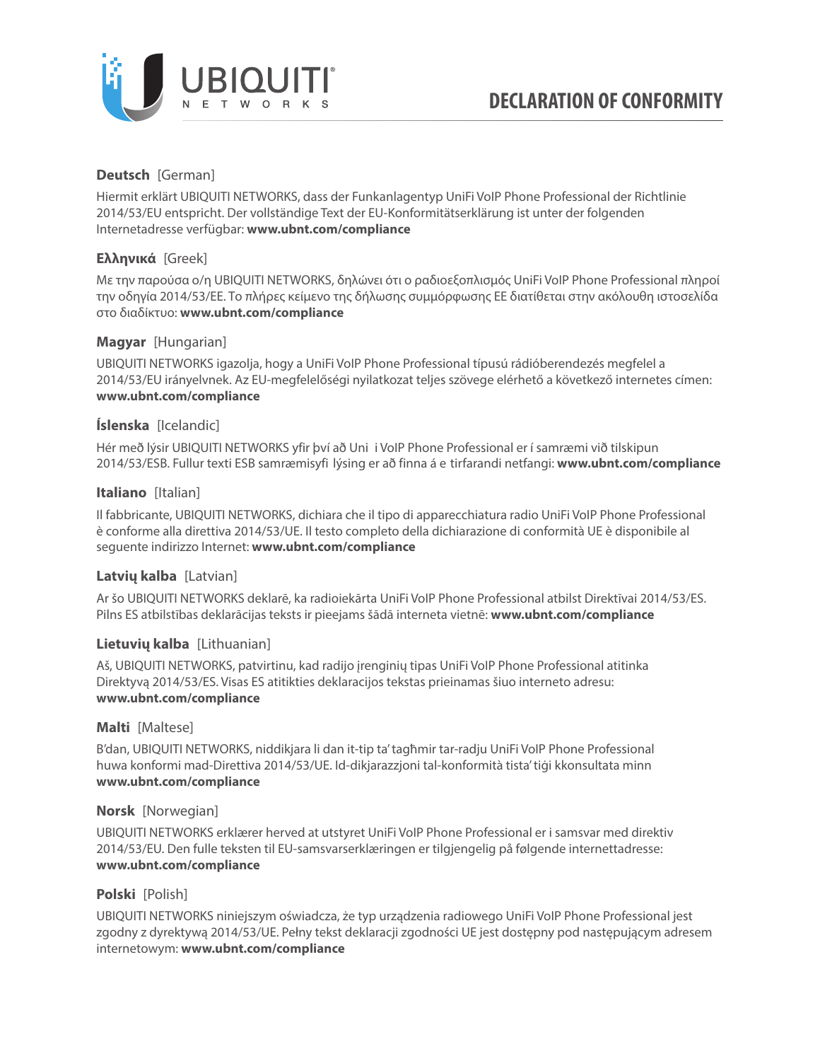# DECLARATION OF CONFORMITY

### **Deutsch** [German]

Hiermit erklärt UBIQUITI NETWORKS, dass der Funkanlagentyp UniFi VoIP Phone Professional der Richtlinie 2014/53/EU entspricht. Der vollständige Text der EU-Konformitätserklärung ist unter der folgenden Internetadresse verfügbar: **www.ubnt.com/compliance**

### **Ελληνικά** [Greek]

Με την παρούσα ο/η UBIQUITI NETWORKS, δηλώνει ότι ο ραδιοεξοπλισμός UniFi VoIP Phone Professional πληροί την οδηγία 2014/53/EE. Το πλήρες κείμενο της δήλωσης συμμόρφωσης ΕΕ διατίθεται στην ακόλουθη ιστοσελίδα στο διαδίκτυο: **www.ubnt.com/compliance**

### **Magyar** [Hungarian]

UBIQUITI NETWORKS igazolja, hogy a UniFi VoIP Phone Professional típusú rádióberendezés megfelel a 2014/53/EU irányelvnek. Az EU-megfelelőségi nyilatkozat teljes szövege elérhető a következő internetes címen: **www.ubnt.com/compliance**

### **Íslenska** [Icelandic]

Hér með lýsir UBIQUITI NETWORKS yfir því að Uni i VoIP Phone Professional er í samræmi við tilskipun 2014/53/ESB. Fullur texti ESB samræmisyfi lýsing er að finna á e tirfarandi netfangi: **www.ubnt.com/compliance**

### **Italiano** [Italian]

Il fabbricante, UBIQUITI NETWORKS, dichiara che il tipo di apparecchiatura radio UniFi VoIP Phone Professional è conforme alla direttiva 2014/53/UE. Il testo completo della dichiarazione di conformità UE è disponibile al seguente indirizzo Internet: **www.ubnt.com/compliance**

### **Latvių kalba** [Latvian]

Ar šo UBIQUITI NETWORKS deklarē, ka radioiekārta UniFi VoIP Phone Professional atbilst Direktīvai 2014/53/ES. Pilns ES atbilstības deklarācijas teksts ir pieejams šādā interneta vietnē: **www.ubnt.com/compliance**

### **Lietuvių kalba** [Lithuanian]

Aš, UBIQUITI NETWORKS, patvirtinu, kad radijo įrenginių tipas UniFi VoIP Phone Professional atitinka Direktyvą 2014/53/ES. Visas ES atitikties deklaracijos tekstas prieinamas šiuo interneto adresu: **www.ubnt.com/compliance**

### **Malti** [Maltese]

B'dan, UBIQUITI NETWORKS, niddikjara li dan it-tip ta' tagħmir tar-radju UniFi VoIP Phone Professional huwa konformi mad-Direttiva 2014/53/UE. Id-dikjarazzjoni tal-konformità tista' tiġi kkonsultata minn **www.ubnt.com/compliance**

### **Norsk** [Norwegian]

UBIQUITI NETWORKS erklærer herved at utstyret UniFi VoIP Phone Professional er i samsvar med direktiv 2014/53/EU. Den fulle teksten til EU-samsvarserklæringen er tilgjengelig på følgende internettadresse: **www.ubnt.com/compliance**

### **Polski** [Polish]

UBIQUITI NETWORKS niniejszym oświadcza, że typ urządzenia radiowego UniFi VoIP Phone Professional jest zgodny z dyrektywą 2014/53/UE. Pełny tekst deklaracji zgodności UE jest dostępny pod następującym adresem internetowym: **www.ubnt.com/compliance**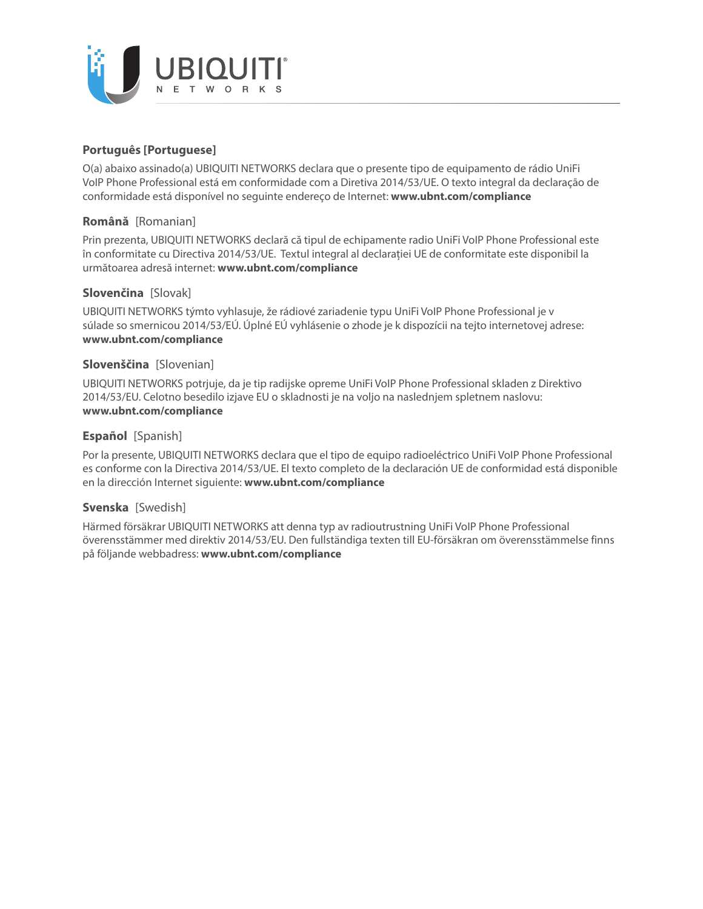**Português [Portuguese]**

O(a) abaixo assinado(a) UBIQUITI NETWORKS declara que o presente tipo de equipamento de rádio UniFi VoIP Phone Professional está em conformidade com a Diretiva 2014/53/UE. O texto integral da declaração de conformidade está disponível no seguinte endereço de Internet: **www.ubnt.com/compliance**

**Română** [Romanian]

Prin prezenta, UBIQUITI NETWORKS declară că tipul de echipamente radio UniFi VoIP Phone Professional este în conformitate cu Directiva 2014/53/UE. Textul integral al declarației UE de conformitate este disponibil la următoarea adresă internet: **www.ubnt.com/compliance**

**Slovenčina** [Slovak]

UBIQUITI NETWORKS týmto vyhlasuje, že rádiové zariadenie typu UniFi VoIP Phone Professional je v súlade so smernicou 2014/53/EÚ. Úplné EÚ vyhlásenie o zhode je k dispozícii na tejto internetovej adrese: **www.ubnt.com/compliance**

**Slovenščina** [Slovenian]

UBIQUITI NETWORKS potrjuje, da je tip radijske opreme UniFi VoIP Phone Professional skladen z Direktivo 2014/53/EU. Celotno besedilo izjave EU o skladnosti je na voljo na naslednjem spletnem naslovu: **www.ubnt.com/compliance**

**Español** [Spanish]

Por la presente, UBIQUITI NETWORKS declara que el tipo de equipo radioeléctrico UniFi VoIP Phone Professional es conforme con la Directiva 2014/53/UE. El texto completo de la declaración UE de conformidad está disponible en la dirección Internet siguiente: **www.ubnt.com/compliance**

**Svenska** [Swedish]

Härmed försäkrar UBIQUITI NETWORKS att denna typ av radioutrustning UniFi VoIP Phone Professional överensstämmer med direktiv 2014/53/EU. Den fullständiga texten till EU-försäkran om överensstämmelse finns på följande webbadress: **www.ubnt.com/compliance**